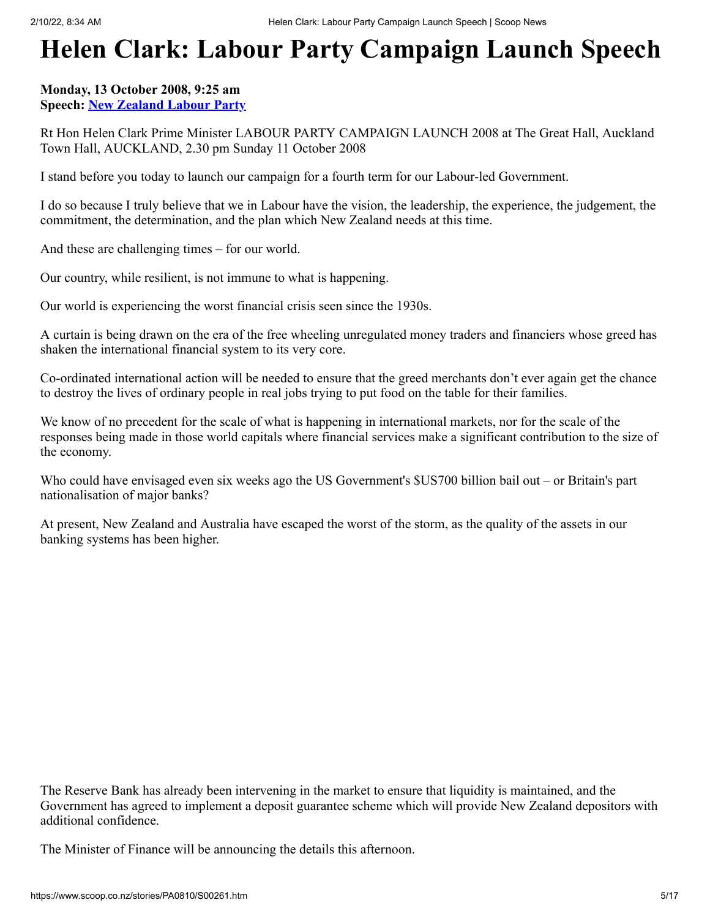# Helen Clark: Labour Party Campaign Launch Speech

**Monday, 13 October 2008, 9:25 am**
**Speech: New Zealand Labour Party**

Rt Hon Helen Clark Prime Minister LABOUR PARTY CAMPAIGN LAUNCH 2008 at The Great Hall, Auckland Town Hall, AUCKLAND, 2.30 pm Sunday 11 October 2008

I stand before you today to launch our campaign for a fourth term for our Labour-led Government.

I do so because I truly believe that we in Labour have the vision, the leadership, the experience, the judgement, the commitment, the determination, and the plan which New Zealand needs at this time.

And these are challenging times – for our world.

Our country, while resilient, is not immune to what is happening.

Our world is experiencing the worst financial crisis seen since the 1930s.

A curtain is being drawn on the era of the free wheeling unregulated money traders and financiers whose greed has shaken the international financial system to its very core.

Co-ordinated international action will be needed to ensure that the greed merchants don't ever again get the chance to destroy the lives of ordinary people in real jobs trying to put food on the table for their families.

We know of no precedent for the scale of what is happening in international markets, nor for the scale of the responses being made in those world capitals where financial services make a significant contribution to the size of the economy.

Who could have envisaged even six weeks ago the US Government's $US700 billion bail out – or Britain's part nationalisation of major banks?

At present, New Zealand and Australia have escaped the worst of the storm, as the quality of the assets in our banking systems has been higher.

The Reserve Bank has already been intervening in the market to ensure that liquidity is maintained, and the Government has agreed to implement a deposit guarantee scheme which will provide New Zealand depositors with additional confidence.

The Minister of Finance will be announcing the details this afternoon.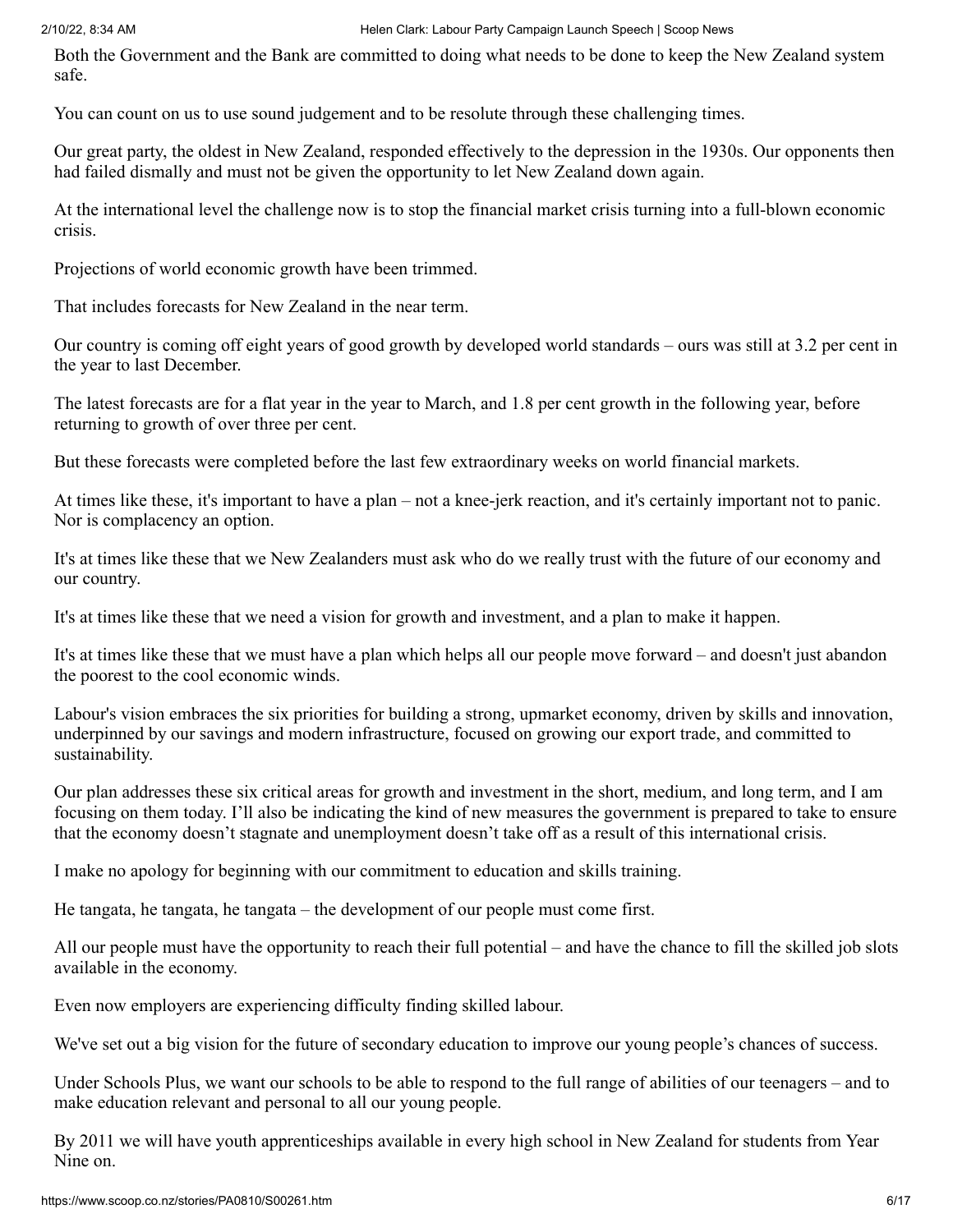Both the Government and the Bank are committed to doing what needs to be done to keep the New Zealand system safe.

You can count on us to use sound judgement and to be resolute through these challenging times.

Our great party, the oldest in New Zealand, responded effectively to the depression in the 1930s. Our opponents then had failed dismally and must not be given the opportunity to let New Zealand down again.

At the international level the challenge now is to stop the financial market crisis turning into a full-blown economic crisis.

Projections of world economic growth have been trimmed.

That includes forecasts for New Zealand in the near term.

Our country is coming off eight years of good growth by developed world standards – ours was still at 3.2 per cent in the year to last December.

The latest forecasts are for a flat year in the year to March, and 1.8 per cent growth in the following year, before returning to growth of over three per cent.

But these forecasts were completed before the last few extraordinary weeks on world financial markets.

At times like these, it's important to have a plan – not a knee-jerk reaction, and it's certainly important not to panic. Nor is complacency an option.

It's at times like these that we New Zealanders must ask who do we really trust with the future of our economy and our country.

It's at times like these that we need a vision for growth and investment, and a plan to make it happen.

It's at times like these that we must have a plan which helps all our people move forward – and doesn't just abandon the poorest to the cool economic winds.

Labour's vision embraces the six priorities for building a strong, upmarket economy, driven by skills and innovation, underpinned by our savings and modern infrastructure, focused on growing our export trade, and committed to sustainability.

Our plan addresses these six critical areas for growth and investment in the short, medium, and long term, and I am focusing on them today. I'll also be indicating the kind of new measures the government is prepared to take to ensure that the economy doesn't stagnate and unemployment doesn't take off as a result of this international crisis.

I make no apology for beginning with our commitment to education and skills training.

He tangata, he tangata, he tangata – the development of our people must come first.

All our people must have the opportunity to reach their full potential – and have the chance to fill the skilled job slots available in the economy.

Even now employers are experiencing difficulty finding skilled labour.

We've set out a big vision for the future of secondary education to improve our young people's chances of success.

Under Schools Plus, we want our schools to be able to respond to the full range of abilities of our teenagers – and to make education relevant and personal to all our young people.

By 2011 we will have youth apprenticeships available in every high school in New Zealand for students from Year Nine on.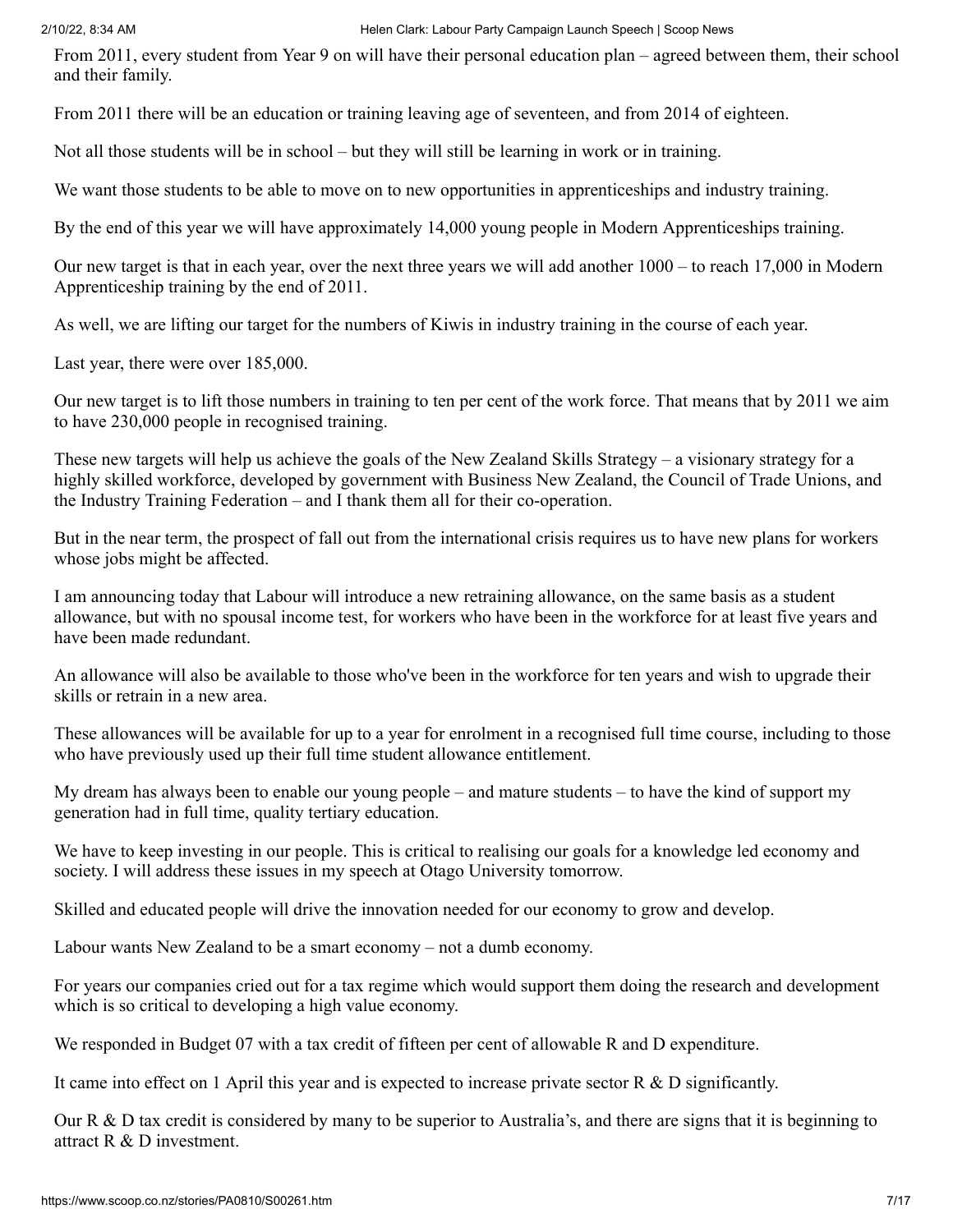From 2011, every student from Year 9 on will have their personal education plan – agreed between them, their school and their family.

From 2011 there will be an education or training leaving age of seventeen, and from 2014 of eighteen.

Not all those students will be in school – but they will still be learning in work or in training.

We want those students to be able to move on to new opportunities in apprenticeships and industry training.

By the end of this year we will have approximately 14,000 young people in Modern Apprenticeships training.

Our new target is that in each year, over the next three years we will add another 1000 – to reach 17,000 in Modern Apprenticeship training by the end of 2011.

As well, we are lifting our target for the numbers of Kiwis in industry training in the course of each year.

Last year, there were over 185,000.

Our new target is to lift those numbers in training to ten per cent of the work force. That means that by 2011 we aim to have 230,000 people in recognised training.

These new targets will help us achieve the goals of the New Zealand Skills Strategy – a visionary strategy for a highly skilled workforce, developed by government with Business New Zealand, the Council of Trade Unions, and the Industry Training Federation – and I thank them all for their co-operation.

But in the near term, the prospect of fall out from the international crisis requires us to have new plans for workers whose jobs might be affected.

I am announcing today that Labour will introduce a new retraining allowance, on the same basis as a student allowance, but with no spousal income test, for workers who have been in the workforce for at least five years and have been made redundant.

An allowance will also be available to those who've been in the workforce for ten years and wish to upgrade their skills or retrain in a new area.

These allowances will be available for up to a year for enrolment in a recognised full time course, including to those who have previously used up their full time student allowance entitlement.

My dream has always been to enable our young people – and mature students – to have the kind of support my generation had in full time, quality tertiary education.

We have to keep investing in our people. This is critical to realising our goals for a knowledge led economy and society. I will address these issues in my speech at Otago University tomorrow.

Skilled and educated people will drive the innovation needed for our economy to grow and develop.

Labour wants New Zealand to be a smart economy – not a dumb economy.

For years our companies cried out for a tax regime which would support them doing the research and development which is so critical to developing a high value economy.

We responded in Budget 07 with a tax credit of fifteen per cent of allowable R and D expenditure.

It came into effect on 1 April this year and is expected to increase private sector R & D significantly.

Our R & D tax credit is considered by many to be superior to Australia's, and there are signs that it is beginning to attract R & D investment.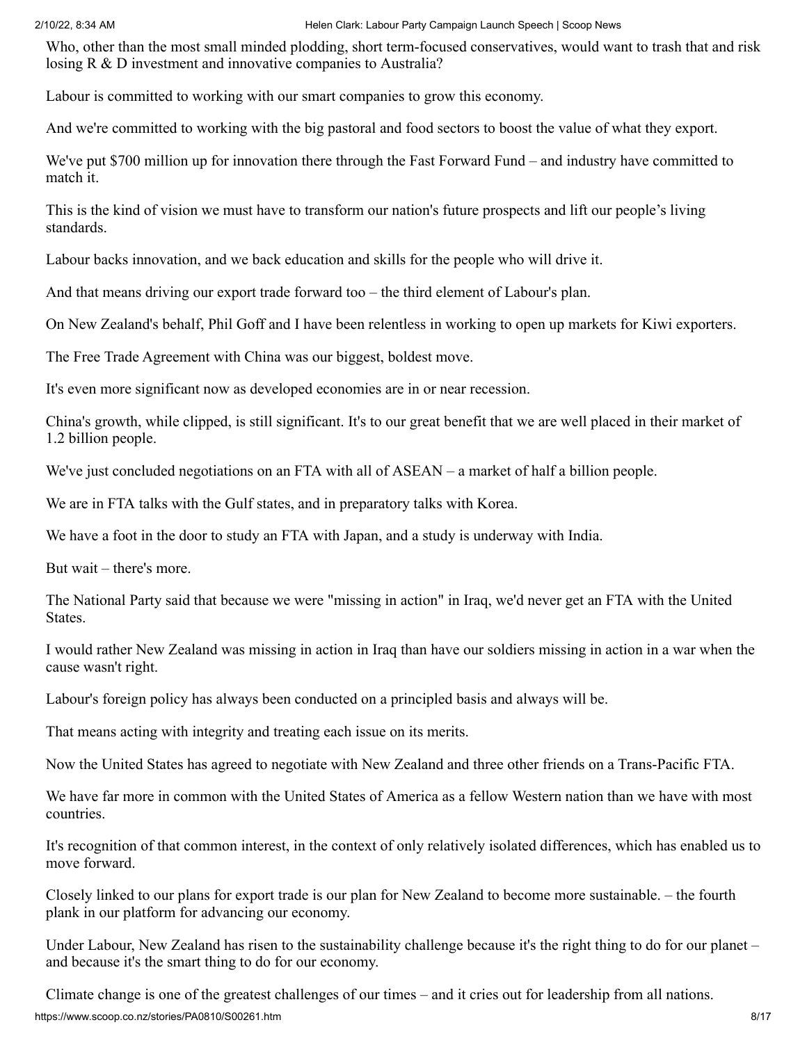Who, other than the most small minded plodding, short term-focused conservatives, would want to trash that and risk losing R & D investment and innovative companies to Australia?

Labour is committed to working with our smart companies to grow this economy.

And we're committed to working with the big pastoral and food sectors to boost the value of what they export.

We've put $700 million up for innovation there through the Fast Forward Fund – and industry have committed to match it.

This is the kind of vision we must have to transform our nation's future prospects and lift our people's living standards.

Labour backs innovation, and we back education and skills for the people who will drive it.

And that means driving our export trade forward too – the third element of Labour's plan.

On New Zealand's behalf, Phil Goff and I have been relentless in working to open up markets for Kiwi exporters.

The Free Trade Agreement with China was our biggest, boldest move.

It's even more significant now as developed economies are in or near recession.

China's growth, while clipped, is still significant. It's to our great benefit that we are well placed in their market of 1.2 billion people.

We've just concluded negotiations on an FTA with all of ASEAN – a market of half a billion people.

We are in FTA talks with the Gulf states, and in preparatory talks with Korea.

We have a foot in the door to study an FTA with Japan, and a study is underway with India.

But wait – there's more.

The National Party said that because we were "missing in action" in Iraq, we'd never get an FTA with the United States.

I would rather New Zealand was missing in action in Iraq than have our soldiers missing in action in a war when the cause wasn't right.

Labour's foreign policy has always been conducted on a principled basis and always will be.

That means acting with integrity and treating each issue on its merits.

Now the United States has agreed to negotiate with New Zealand and three other friends on a Trans-Pacific FTA.

We have far more in common with the United States of America as a fellow Western nation than we have with most countries.

It's recognition of that common interest, in the context of only relatively isolated differences, which has enabled us to move forward.

Closely linked to our plans for export trade is our plan for New Zealand to become more sustainable. – the fourth plank in our platform for advancing our economy.

Under Labour, New Zealand has risen to the sustainability challenge because it's the right thing to do for our planet – and because it's the smart thing to do for our economy.

Climate change is one of the greatest challenges of our times – and it cries out for leadership from all nations.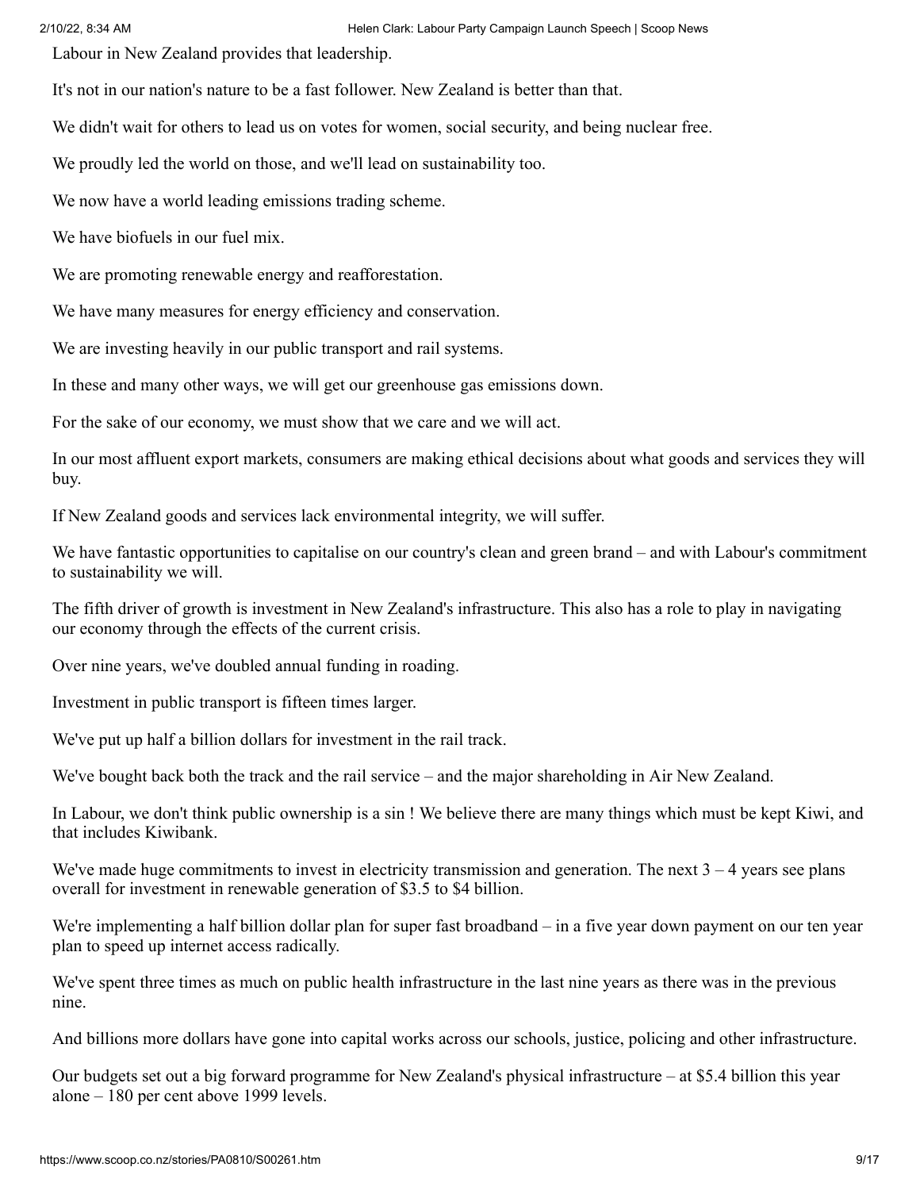Labour in New Zealand provides that leadership.

It's not in our nation's nature to be a fast follower. New Zealand is better than that.

We didn't wait for others to lead us on votes for women, social security, and being nuclear free.

We proudly led the world on those, and we'll lead on sustainability too.

We now have a world leading emissions trading scheme.

We have biofuels in our fuel mix.

We are promoting renewable energy and reafforestation.

We have many measures for energy efficiency and conservation.

We are investing heavily in our public transport and rail systems.

In these and many other ways, we will get our greenhouse gas emissions down.

For the sake of our economy, we must show that we care and we will act.

In our most affluent export markets, consumers are making ethical decisions about what goods and services they will buy.

If New Zealand goods and services lack environmental integrity, we will suffer.

We have fantastic opportunities to capitalise on our country's clean and green brand – and with Labour's commitment to sustainability we will.

The fifth driver of growth is investment in New Zealand's infrastructure. This also has a role to play in navigating our economy through the effects of the current crisis.

Over nine years, we've doubled annual funding in roading.

Investment in public transport is fifteen times larger.

We've put up half a billion dollars for investment in the rail track.

We've bought back both the track and the rail service – and the major shareholding in Air New Zealand.

In Labour, we don't think public ownership is a sin ! We believe there are many things which must be kept Kiwi, and that includes Kiwibank.

We've made huge commitments to invest in electricity transmission and generation. The next 3 – 4 years see plans overall for investment in renewable generation of $3.5 to $4 billion.

We're implementing a half billion dollar plan for super fast broadband – in a five year down payment on our ten year plan to speed up internet access radically.

We've spent three times as much on public health infrastructure in the last nine years as there was in the previous nine.

And billions more dollars have gone into capital works across our schools, justice, policing and other infrastructure.

Our budgets set out a big forward programme for New Zealand's physical infrastructure – at $5.4 billion this year alone – 180 per cent above 1999 levels.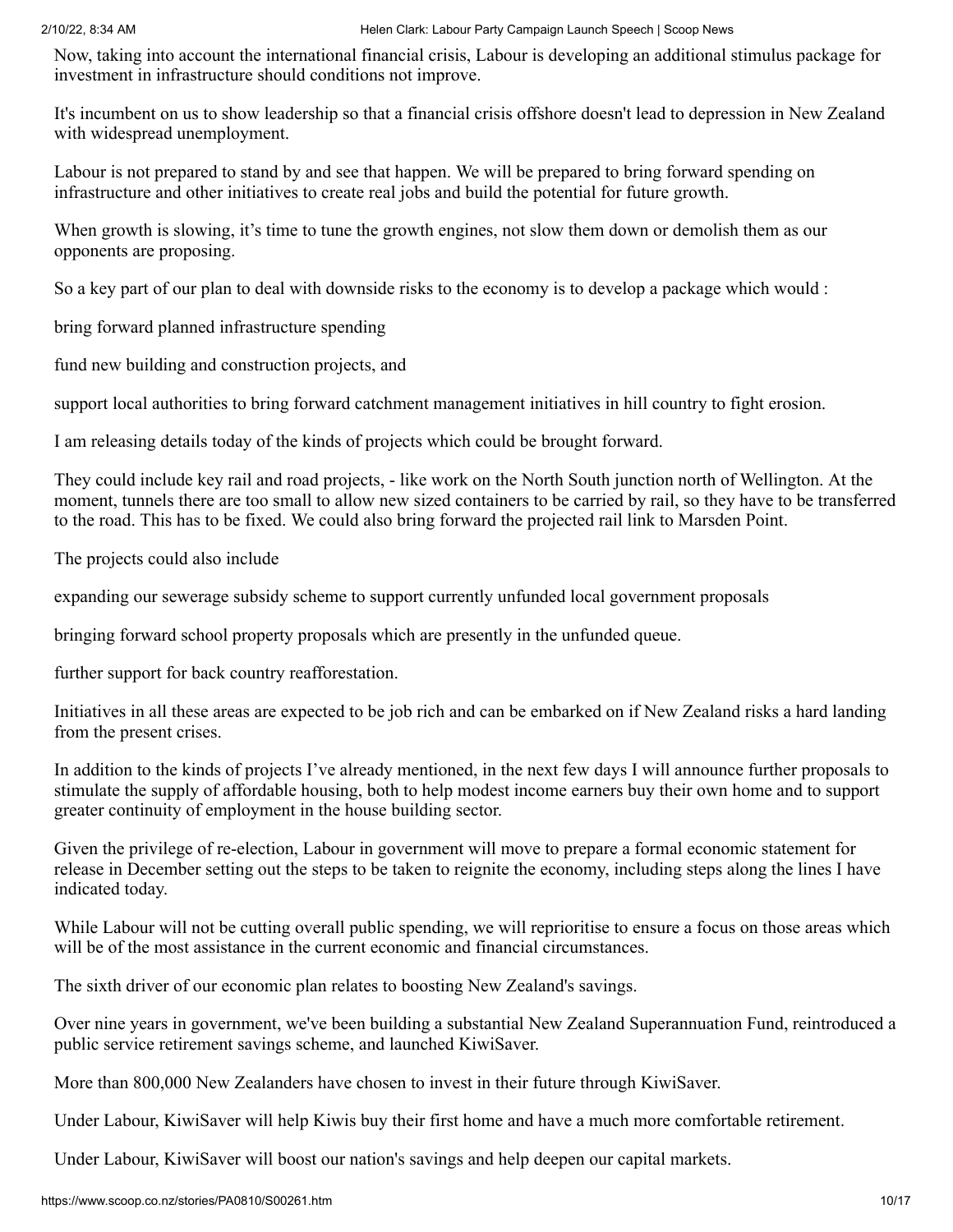Now, taking into account the international financial crisis, Labour is developing an additional stimulus package for investment in infrastructure should conditions not improve.

It's incumbent on us to show leadership so that a financial crisis offshore doesn't lead to depression in New Zealand with widespread unemployment.

Labour is not prepared to stand by and see that happen. We will be prepared to bring forward spending on infrastructure and other initiatives to create real jobs and build the potential for future growth.

When growth is slowing, it's time to tune the growth engines, not slow them down or demolish them as our opponents are proposing.

So a key part of our plan to deal with downside risks to the economy is to develop a package which would :

bring forward planned infrastructure spending

fund new building and construction projects, and

support local authorities to bring forward catchment management initiatives in hill country to fight erosion.

I am releasing details today of the kinds of projects which could be brought forward.

They could include key rail and road projects, - like work on the North South junction north of Wellington. At the moment, tunnels there are too small to allow new sized containers to be carried by rail, so they have to be transferred to the road. This has to be fixed. We could also bring forward the projected rail link to Marsden Point.

The projects could also include

expanding our sewerage subsidy scheme to support currently unfunded local government proposals

bringing forward school property proposals which are presently in the unfunded queue.

further support for back country reafforestation.

Initiatives in all these areas are expected to be job rich and can be embarked on if New Zealand risks a hard landing from the present crises.

In addition to the kinds of projects I've already mentioned, in the next few days I will announce further proposals to stimulate the supply of affordable housing, both to help modest income earners buy their own home and to support greater continuity of employment in the house building sector.

Given the privilege of re-election, Labour in government will move to prepare a formal economic statement for release in December setting out the steps to be taken to reignite the economy, including steps along the lines I have indicated today.

While Labour will not be cutting overall public spending, we will reprioritise to ensure a focus on those areas which will be of the most assistance in the current economic and financial circumstances.

The sixth driver of our economic plan relates to boosting New Zealand's savings.

Over nine years in government, we've been building a substantial New Zealand Superannuation Fund, reintroduced a public service retirement savings scheme, and launched KiwiSaver.

More than 800,000 New Zealanders have chosen to invest in their future through KiwiSaver.

Under Labour, KiwiSaver will help Kiwis buy their first home and have a much more comfortable retirement.

Under Labour, KiwiSaver will boost our nation's savings and help deepen our capital markets.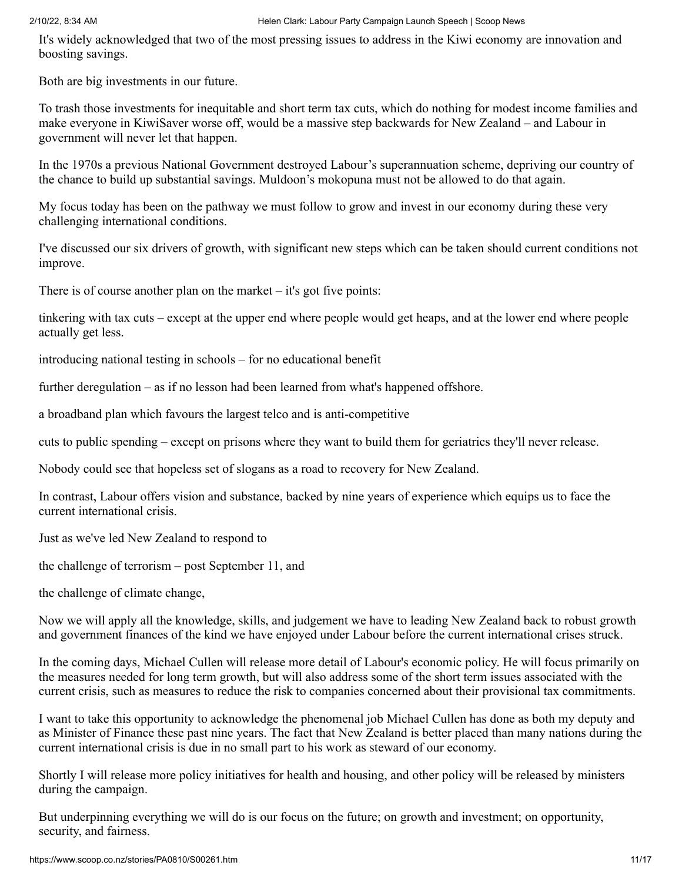It's widely acknowledged that two of the most pressing issues to address in the Kiwi economy are innovation and boosting savings.

Both are big investments in our future.

To trash those investments for inequitable and short term tax cuts, which do nothing for modest income families and make everyone in KiwiSaver worse off, would be a massive step backwards for New Zealand – and Labour in government will never let that happen.

In the 1970s a previous National Government destroyed Labour's superannuation scheme, depriving our country of the chance to build up substantial savings. Muldoon's mokopuna must not be allowed to do that again.

My focus today has been on the pathway we must follow to grow and invest in our economy during these very challenging international conditions.

I've discussed our six drivers of growth, with significant new steps which can be taken should current conditions not improve.

There is of course another plan on the market – it's got five points:

tinkering with tax cuts – except at the upper end where people would get heaps, and at the lower end where people actually get less.

introducing national testing in schools – for no educational benefit

further deregulation – as if no lesson had been learned from what's happened offshore.

a broadband plan which favours the largest telco and is anti-competitive

cuts to public spending – except on prisons where they want to build them for geriatrics they'll never release.

Nobody could see that hopeless set of slogans as a road to recovery for New Zealand.

In contrast, Labour offers vision and substance, backed by nine years of experience which equips us to face the current international crisis.

Just as we've led New Zealand to respond to

the challenge of terrorism – post September 11, and

the challenge of climate change,

Now we will apply all the knowledge, skills, and judgement we have to leading New Zealand back to robust growth and government finances of the kind we have enjoyed under Labour before the current international crises struck.

In the coming days, Michael Cullen will release more detail of Labour's economic policy. He will focus primarily on the measures needed for long term growth, but will also address some of the short term issues associated with the current crisis, such as measures to reduce the risk to companies concerned about their provisional tax commitments.

I want to take this opportunity to acknowledge the phenomenal job Michael Cullen has done as both my deputy and as Minister of Finance these past nine years. The fact that New Zealand is better placed than many nations during the current international crisis is due in no small part to his work as steward of our economy.

Shortly I will release more policy initiatives for health and housing, and other policy will be released by ministers during the campaign.

But underpinning everything we will do is our focus on the future; on growth and investment; on opportunity, security, and fairness.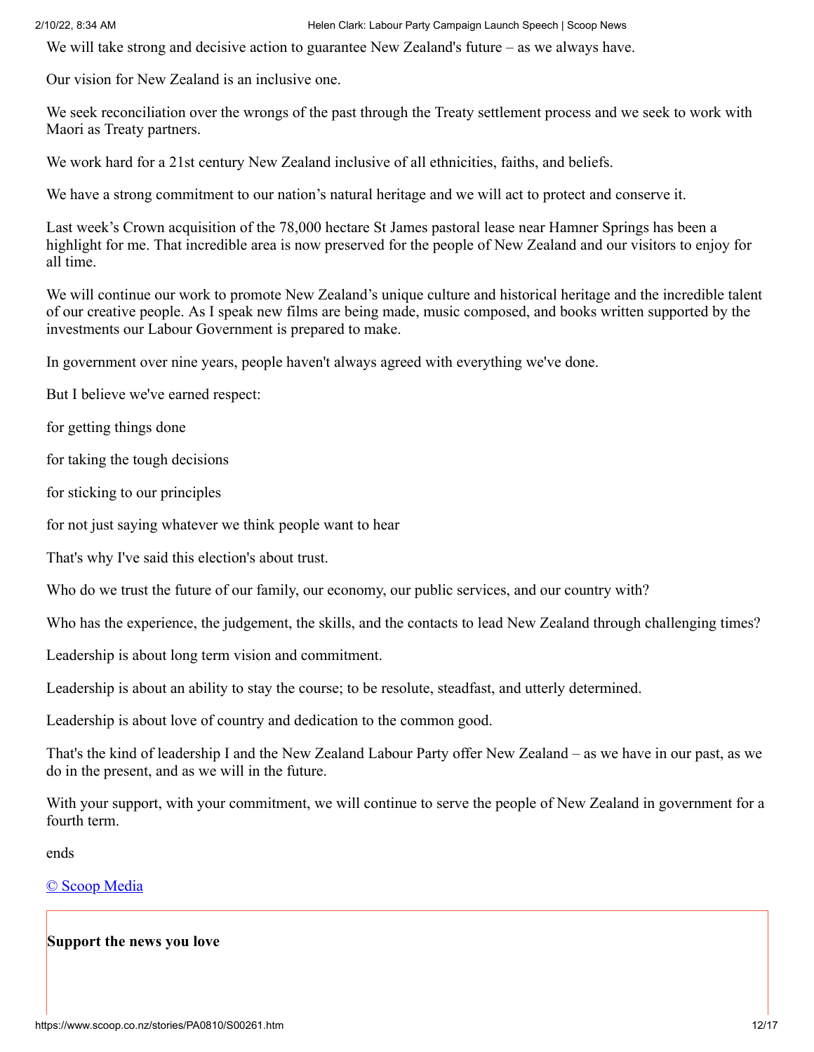We will take strong and decisive action to guarantee New Zealand's future – as we always have.

Our vision for New Zealand is an inclusive one.

We seek reconciliation over the wrongs of the past through the Treaty settlement process and we seek to work with Maori as Treaty partners.

We work hard for a 21st century New Zealand inclusive of all ethnicities, faiths, and beliefs.

We have a strong commitment to our nation's natural heritage and we will act to protect and conserve it.

Last week's Crown acquisition of the 78,000 hectare St James pastoral lease near Hamner Springs has been a highlight for me. That incredible area is now preserved for the people of New Zealand and our visitors to enjoy for all time.

We will continue our work to promote New Zealand's unique culture and historical heritage and the incredible talent of our creative people. As I speak new films are being made, music composed, and books written supported by the investments our Labour Government is prepared to make.

In government over nine years, people haven't always agreed with everything we've done.

But I believe we've earned respect:

for getting things done

for taking the tough decisions

for sticking to our principles

for not just saying whatever we think people want to hear

That's why I've said this election's about trust.

Who do we trust the future of our family, our economy, our public services, and our country with?

Who has the experience, the judgement, the skills, and the contacts to lead New Zealand through challenging times?

Leadership is about long term vision and commitment.

Leadership is about an ability to stay the course; to be resolute, steadfast, and utterly determined.

Leadership is about love of country and dedication to the common good.

That's the kind of leadership I and the New Zealand Labour Party offer New Zealand – as we have in our past, as we do in the present, and as we will in the future.

With your support, with your commitment, we will continue to serve the people of New Zealand in government for a fourth term.

ends

© Scoop Media

**Support the news you love**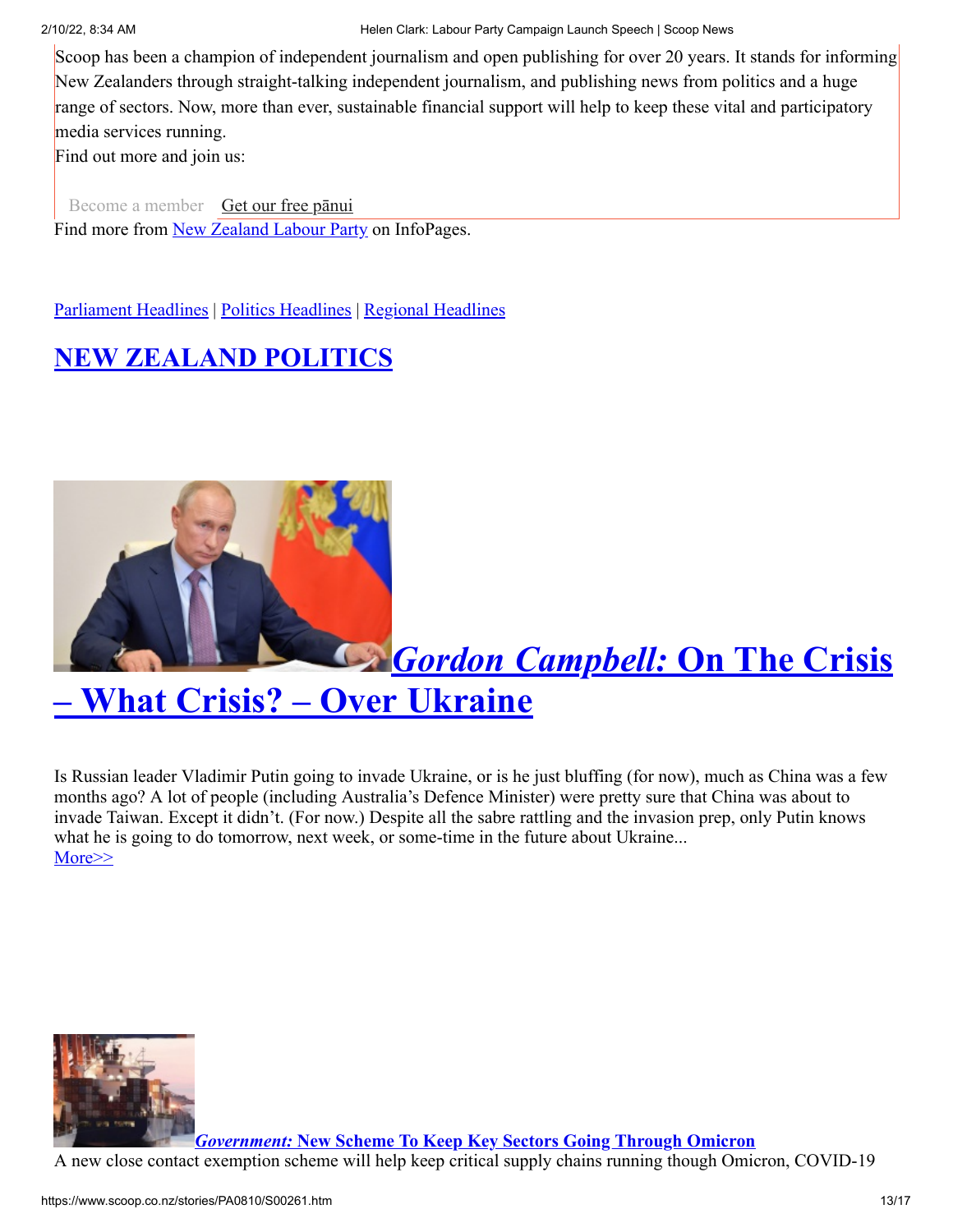Scoop has been a champion of independent journalism and open publishing for over 20 years. It stands for informing New Zealanders through straight-talking independent journalism, and publishing news from politics and a huge range of sectors. Now, more than ever, sustainable financial support will help to keep these vital and participatory media services running.

Find out more and join us:

Become a member   Get our free pānui

Find more from New Zealand Labour Party on InfoPages.

Parliament Headlines | Politics Headlines | Regional Headlines

## NEW ZEALAND POLITICS

## *Gordon Campbell:* On The Crisis – What Crisis? – Over Ukraine

Is Russian leader Vladimir Putin going to invade Ukraine, or is he just bluffing (for now), much as China was a few months ago? A lot of people (including Australia's Defence Minister) were pretty sure that China was about to invade Taiwan. Except it didn't. (For now.) Despite all the sabre rattling and the invasion prep, only Putin knows what he is going to do tomorrow, next week, or some-time in the future about Ukraine...
More>>

**_Government:_ New Scheme To Keep Key Sectors Going Through Omicron**

A new close contact exemption scheme will help keep critical supply chains running though Omicron, COVID-19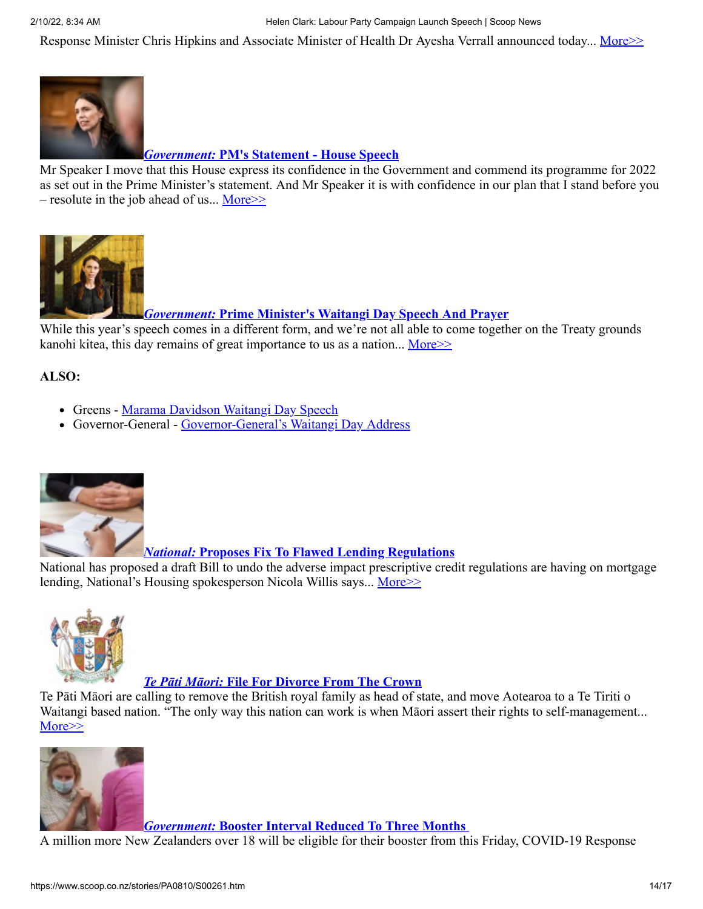Response Minister Chris Hipkins and Associate Minister of Health Dr Ayesha Verrall announced today... More>>

***Government:* PM's Statement - House Speech**

Mr Speaker I move that this House express its confidence in the Government and commend its programme for 2022 as set out in the Prime Minister's statement. And Mr Speaker it is with confidence in our plan that I stand before you – resolute in the job ahead of us... More>>

***Government:* Prime Minister's Waitangi Day Speech And Prayer**

While this year's speech comes in a different form, and we're not all able to come together on the Treaty grounds kanohi kitea, this day remains of great importance to us as a nation... More>>

**ALSO:**

- Greens - Marama Davidson Waitangi Day Speech
- Governor-General - Governor-General's Waitangi Day Address

***National:* Proposes Fix To Flawed Lending Regulations**

National has proposed a draft Bill to undo the adverse impact prescriptive credit regulations are having on mortgage lending, National's Housing spokesperson Nicola Willis says... More>>

***Te Pāti Māori:* File For Divorce From The Crown**

Te Pāti Māori are calling to remove the British royal family as head of state, and move Aotearoa to a Te Tiriti o Waitangi based nation. "The only way this nation can work is when Māori assert their rights to self-management... More>>

***Government:* Booster Interval Reduced To Three Months**

A million more New Zealanders over 18 will be eligible for their booster from this Friday, COVID-19 Response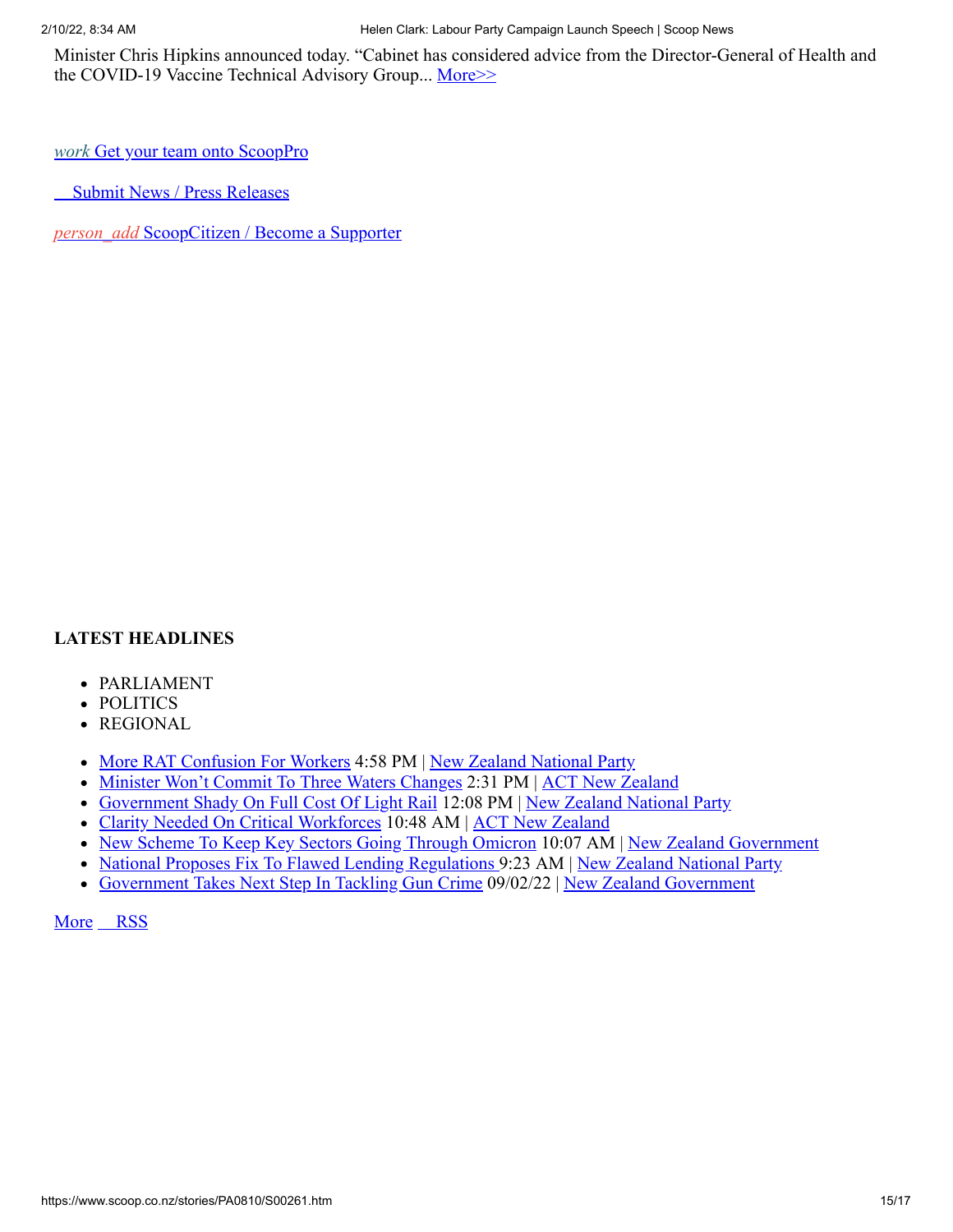Minister Chris Hipkins announced today. “Cabinet has considered advice from the Director-General of Health and the COVID-19 Vaccine Technical Advisory Group... More>>

*work* Get your team onto ScoopPro

Submit News / Press Releases

*person_add* ScoopCitizen / Become a Supporter

**LATEST HEADLINES**

- PARLIAMENT
- POLITICS
- REGIONAL

- More RAT Confusion For Workers 4:58 PM | New Zealand National Party
- Minister Won’t Commit To Three Waters Changes 2:31 PM | ACT New Zealand
- Government Shady On Full Cost Of Light Rail 12:08 PM | New Zealand National Party
- Clarity Needed On Critical Workforces 10:48 AM | ACT New Zealand
- New Scheme To Keep Key Sectors Going Through Omicron 10:07 AM | New Zealand Government
- National Proposes Fix To Flawed Lending Regulations 9:23 AM | New Zealand National Party
- Government Takes Next Step In Tackling Gun Crime 09/02/22 | New Zealand Government

More RSS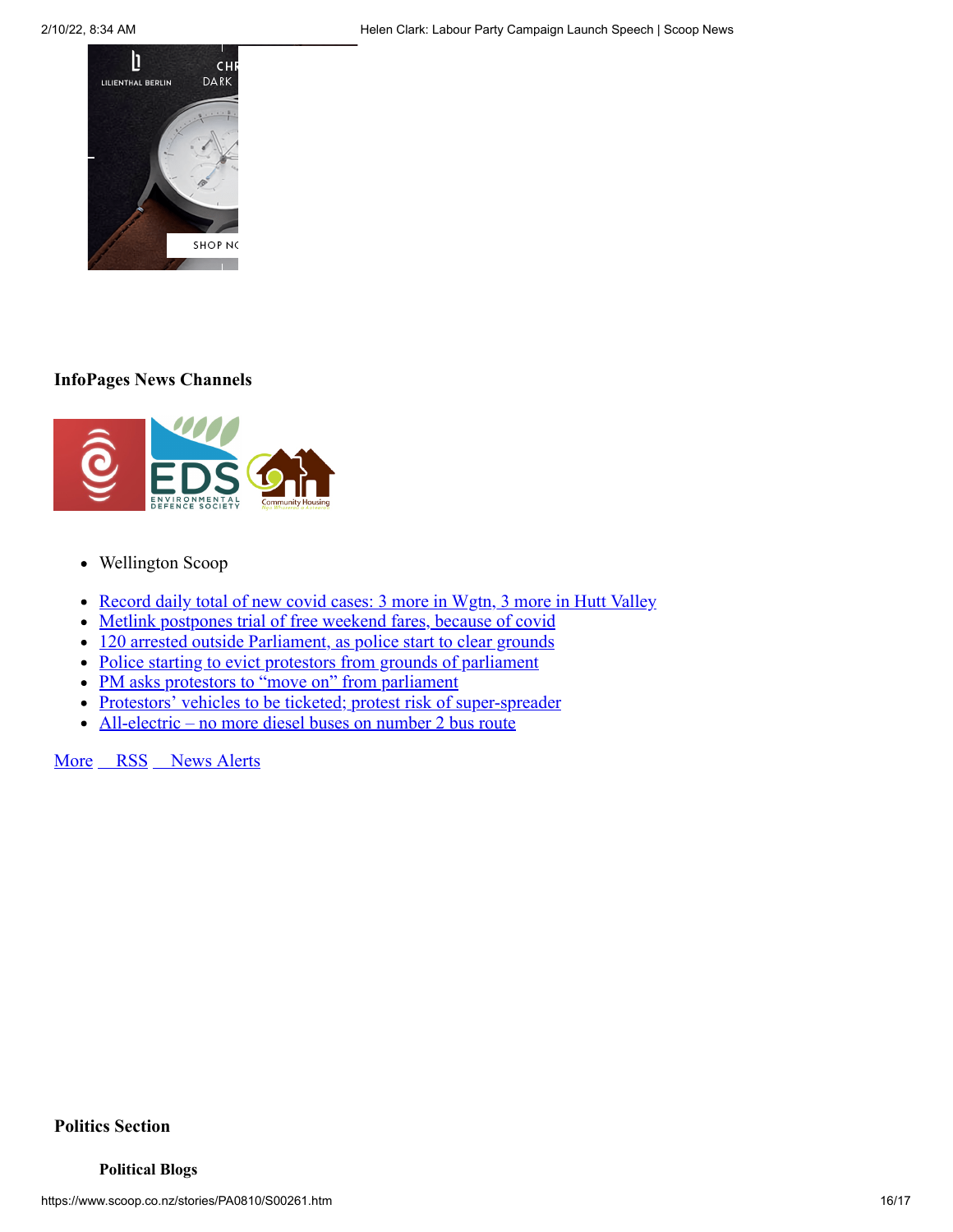### InfoPages News Channels

- Wellington Scoop

- Record daily total of new covid cases: 3 more in Wgtn, 3 more in Hutt Valley
- Metlink postpones trial of free weekend fares, because of covid
- 120 arrested outside Parliament, as police start to clear grounds
- Police starting to evict protestors from grounds of parliament
- PM asks protestors to "move on" from parliament
- Protestors' vehicles to be ticketed; protest risk of super-spreader
- All-electric – no more diesel buses on number 2 bus route

More RSS News Alerts

### Politics Section

#### Political Blogs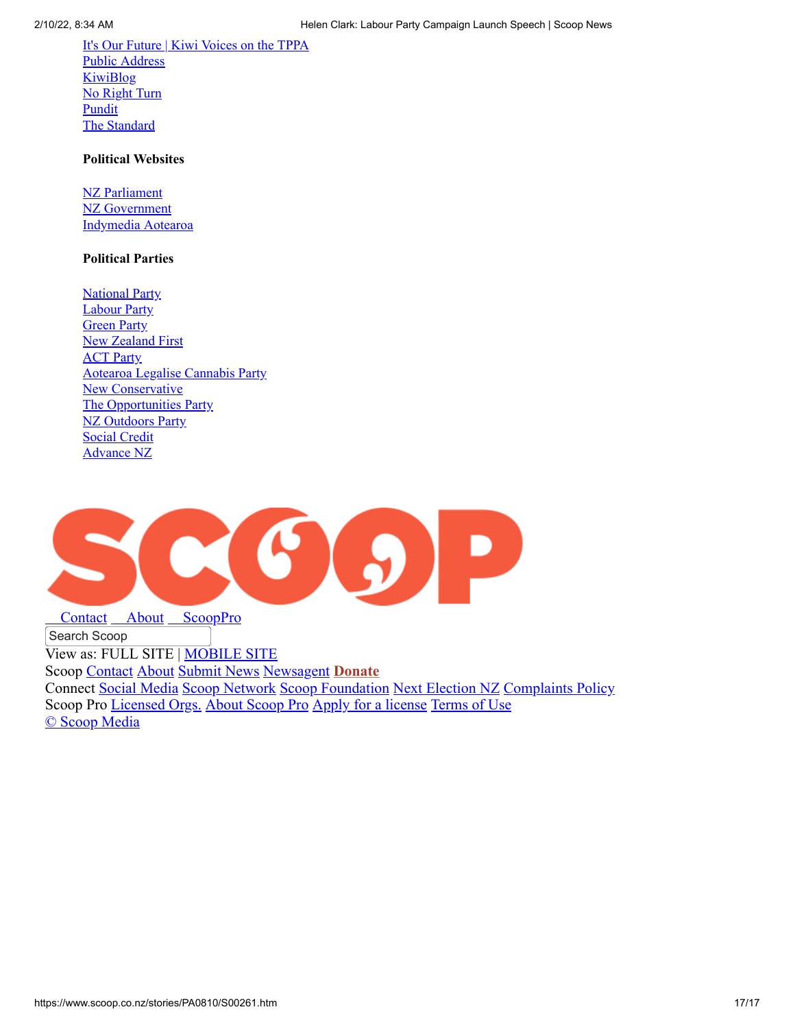It's Our Future | Kiwi Voices on the TPPA
Public Address
KiwiBlog
No Right Turn
Pundit
The Standard

**Political Websites**

NZ Parliament
NZ Government
Indymedia Aotearoa

**Political Parties**

National Party
Labour Party
Green Party
New Zealand First
ACT Party
Aotearoa Legalise Cannabis Party
New Conservative
The Opportunities Party
NZ Outdoors Party
Social Credit
Advance NZ

SCOOP

Contact About ScoopPro

Search Scoop

View as: FULL SITE | MOBILE SITE

Scoop Contact About Submit News Newsagent **Donate**

Connect Social Media Scoop Network Scoop Foundation Next Election NZ Complaints Policy

Scoop Pro Licensed Orgs. About Scoop Pro Apply for a license Terms of Use

© Scoop Media